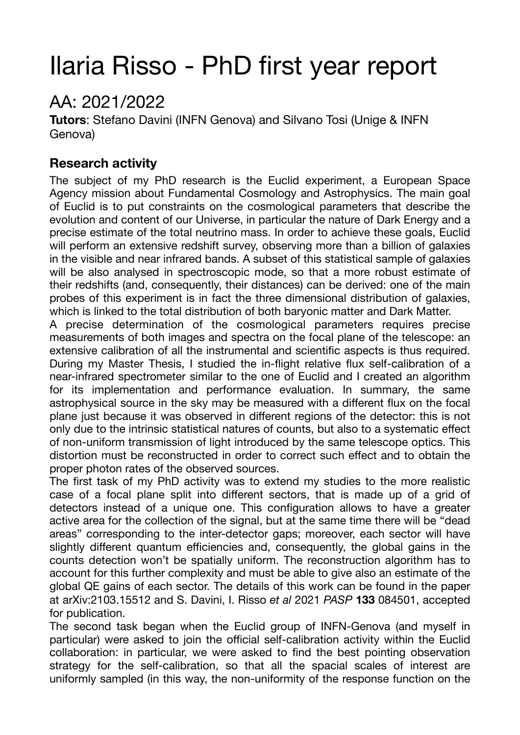# Ilaria Risso - PhD first year report

## AA: 2021/2022

**Tutors**: Stefano Davini (INFN Genova) and Silvano Tosi (Unige & INFN Genova)

### Research activity

The subject of my PhD research is the Euclid experiment, a European Space Agency mission about Fundamental Cosmology and Astrophysics. The main goal of Euclid is to put constraints on the cosmological parameters that describe the evolution and content of our Universe, in particular the nature of Dark Energy and a precise estimate of the total neutrino mass. In order to achieve these goals, Euclid will perform an extensive redshift survey, observing more than a billion of galaxies in the visible and near infrared bands. A subset of this statistical sample of galaxies will be also analysed in spectroscopic mode, so that a more robust estimate of their redshifts (and, consequently, their distances) can be derived: one of the main probes of this experiment is in fact the three dimensional distribution of galaxies, which is linked to the total distribution of both baryonic matter and Dark Matter.

A precise determination of the cosmological parameters requires precise measurements of both images and spectra on the focal plane of the telescope: an extensive calibration of all the instrumental and scientific aspects is thus required. During my Master Thesis, I studied the in-flight relative flux self-calibration of a near-infrared spectrometer similar to the one of Euclid and I created an algorithm for its implementation and performance evaluation. In summary, the same astrophysical source in the sky may be measured with a different flux on the focal plane just because it was observed in different regions of the detector: this is not only due to the intrinsic statistical natures of counts, but also to a systematic effect of non-uniform transmission of light introduced by the same telescope optics. This distortion must be reconstructed in order to correct such effect and to obtain the proper photon rates of the observed sources.

The first task of my PhD activity was to extend my studies to the more realistic case of a focal plane split into different sectors, that is made up of a grid of detectors instead of a unique one. This configuration allows to have a greater active area for the collection of the signal, but at the same time there will be "dead areas" corresponding to the inter-detector gaps; moreover, each sector will have slightly different quantum efficiencies and, consequently, the global gains in the counts detection won't be spatially uniform. The reconstruction algorithm has to account for this further complexity and must be able to give also an estimate of the global QE gains of each sector. The details of this work can be found in the paper at arXiv:2103.15512 and S. Davini, I. Risso *et al* 2021 *PASP* **133** 084501, accepted for publication.

The second task began when the Euclid group of INFN-Genova (and myself in particular) were asked to join the official self-calibration activity within the Euclid collaboration: in particular, we were asked to find the best pointing observation strategy for the self-calibration, so that all the spacial scales of interest are uniformly sampled (in this way, the non-uniformity of the response function on the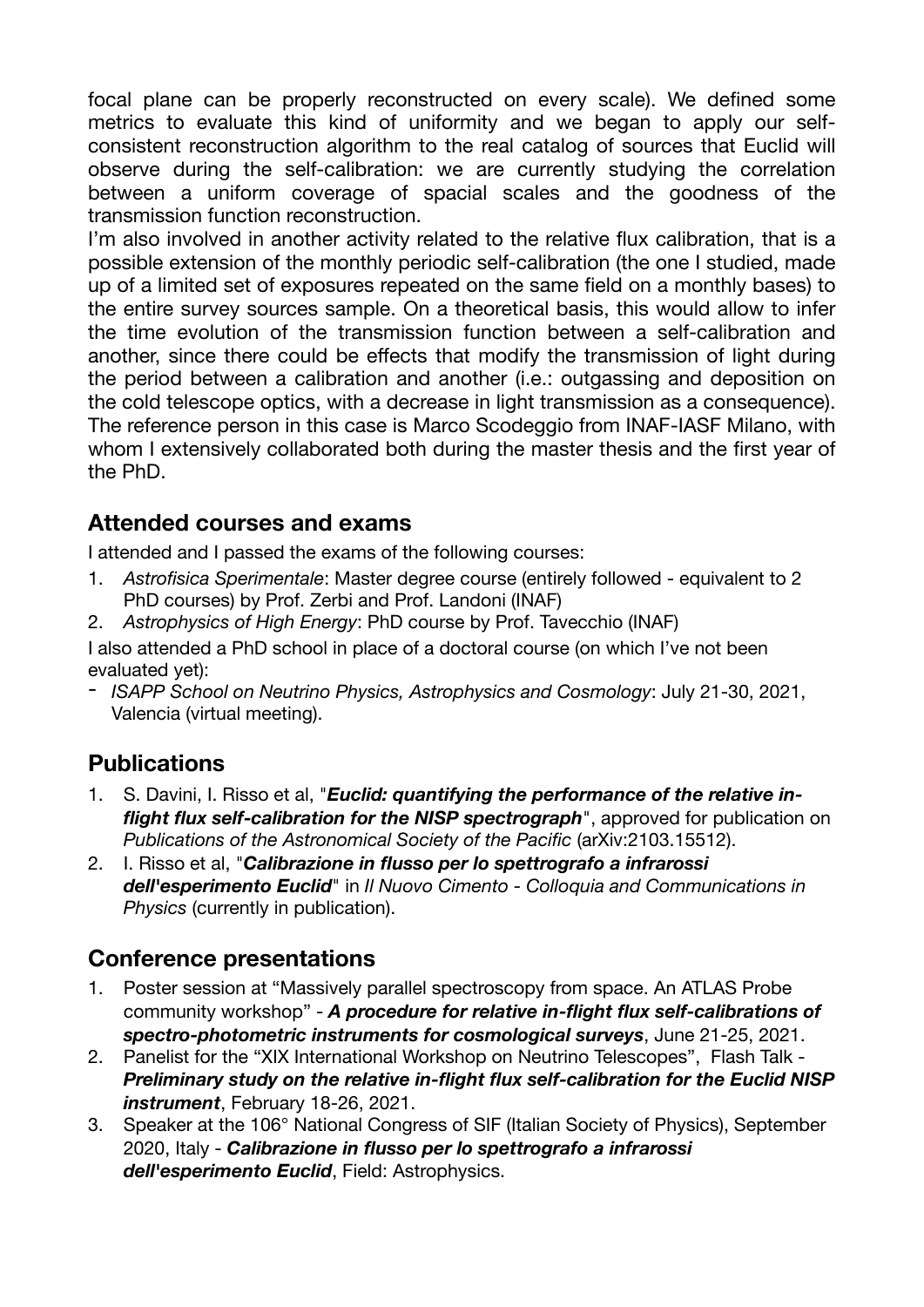focal plane can be properly reconstructed on every scale). We defined some metrics to evaluate this kind of uniformity and we began to apply our self-consistent reconstruction algorithm to the real catalog of sources that Euclid will observe during the self-calibration: we are currently studying the correlation between a uniform coverage of spacial scales and the goodness of the transmission function reconstruction.

I'm also involved in another activity related to the relative flux calibration, that is a possible extension of the monthly periodic self-calibration (the one I studied, made up of a limited set of exposures repeated on the same field on a monthly bases) to the entire survey sources sample. On a theoretical basis, this would allow to infer the time evolution of the transmission function between a self-calibration and another, since there could be effects that modify the transmission of light during the period between a calibration and another (i.e.: outgassing and deposition on the cold telescope optics, with a decrease in light transmission as a consequence). The reference person in this case is Marco Scodeggio from INAF-IASF Milano, with whom I extensively collaborated both during the master thesis and the first year of the PhD.

## Attended courses and exams

I attended and I passed the exams of the following courses:

1. *Astrofisica Sperimentale*: Master degree course (entirely followed - equivalent to 2 PhD courses) by Prof. Zerbi and Prof. Landoni (INAF)
2. *Astrophysics of High Energy*: PhD course by Prof. Tavecchio (INAF)

I also attended a PhD school in place of a doctoral course (on which I've not been evaluated yet):

- *ISAPP School on Neutrino Physics, Astrophysics and Cosmology*: July 21-30, 2021, Valencia (virtual meeting).

## Publications

1. S. Davini, I. Risso et al, "***Euclid: quantifying the performance of the relative in-flight flux self-calibration for the NISP spectrograph***", approved for publication on *Publications of the Astronomical Society of the Pacific* (arXiv:2103.15512).
2. I. Risso et al, "***Calibrazione in flusso per lo spettrografo a infrarossi dell'esperimento Euclid***" in *Il Nuovo Cimento - Colloquia and Communications in Physics* (currently in publication).

## Conference presentations

1. Poster session at "Massively parallel spectroscopy from space. An ATLAS Probe community workshop" - ***A procedure for relative in-flight flux self-calibrations of spectro-photometric instruments for cosmological surveys***, June 21-25, 2021.
2. Panelist for the "XIX International Workshop on Neutrino Telescopes", Flash Talk - ***Preliminary study on the relative in-flight flux self-calibration for the Euclid NISP instrument***, February 18-26, 2021.
3. Speaker at the 106° National Congress of SIF (Italian Society of Physics), September 2020, Italy - ***Calibrazione in flusso per lo spettrografo a infrarossi dell'esperimento Euclid***, Field: Astrophysics.